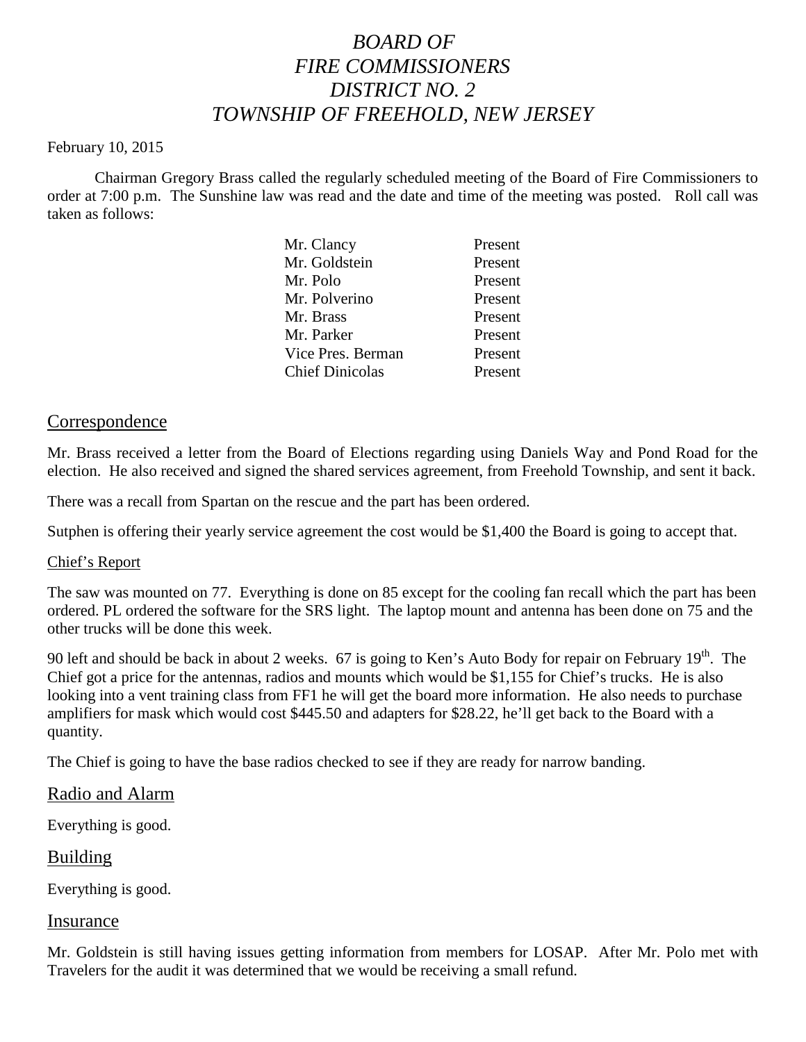# *BOARD OF*
# *FIRE COMMISSIONERS*
# *DISTRICT NO. 2*
# *TOWNSHIP OF FREEHOLD, NEW JERSEY*

February 10, 2015

Chairman Gregory Brass called the regularly scheduled meeting of the Board of Fire Commissioners to order at 7:00 p.m. The Sunshine law was read and the date and time of the meeting was posted. Roll call was taken as follows:

| | |
|---|---|
| Mr. Clancy | Present |
| Mr. Goldstein | Present |
| Mr. Polo | Present |
| Mr. Polverino | Present |
| Mr. Brass | Present |
| Mr. Parker | Present |
| Vice Pres. Berman | Present |
| Chief Dinicolas | Present |

## Correspondence

Mr. Brass received a letter from the Board of Elections regarding using Daniels Way and Pond Road for the election. He also received and signed the shared services agreement, from Freehold Township, and sent it back.

There was a recall from Spartan on the rescue and the part has been ordered.

Sutphen is offering their yearly service agreement the cost would be $1,400 the Board is going to accept that.

### Chief's Report

The saw was mounted on 77. Everything is done on 85 except for the cooling fan recall which the part has been ordered. PL ordered the software for the SRS light. The laptop mount and antenna has been done on 75 and the other trucks will be done this week.

90 left and should be back in about 2 weeks. 67 is going to Ken's Auto Body for repair on February 19th. The Chief got a price for the antennas, radios and mounts which would be $1,155 for Chief's trucks. He is also looking into a vent training class from FF1 he will get the board more information. He also needs to purchase amplifiers for mask which would cost $445.50 and adapters for $28.22, he'll get back to the Board with a quantity.

The Chief is going to have the base radios checked to see if they are ready for narrow banding.

## Radio and Alarm

Everything is good.

## Building

Everything is good.

## Insurance

Mr. Goldstein is still having issues getting information from members for LOSAP. After Mr. Polo met with Travelers for the audit it was determined that we would be receiving a small refund.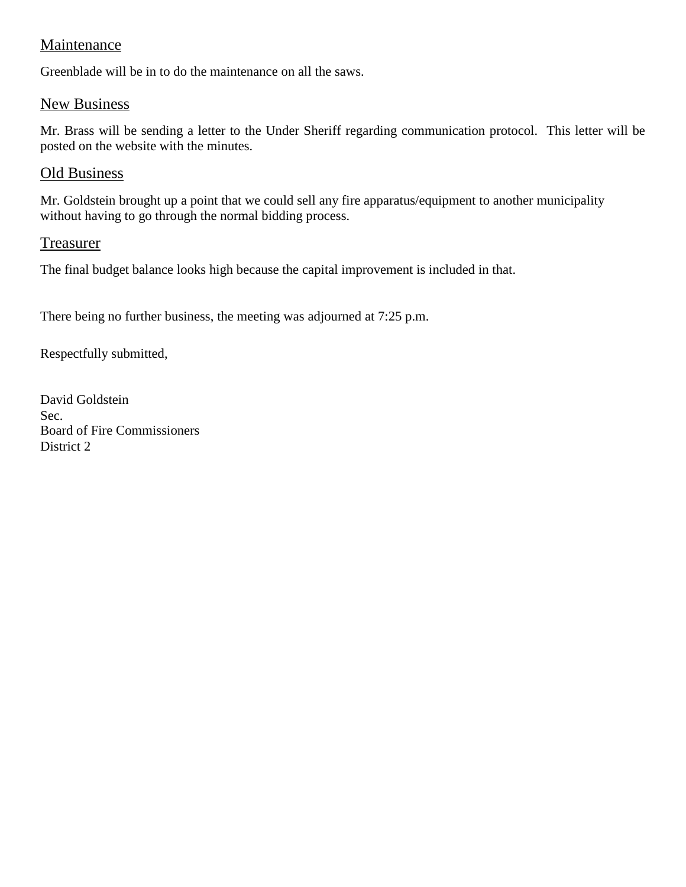## Maintenance

Greenblade will be in to do the maintenance on all the saws.

## New Business

Mr. Brass will be sending a letter to the Under Sheriff regarding communication protocol. This letter will be posted on the website with the minutes.

## Old Business

Mr. Goldstein brought up a point that we could sell any fire apparatus/equipment to another municipality without having to go through the normal bidding process.

## Treasurer

The final budget balance looks high because the capital improvement is included in that.

There being no further business, the meeting was adjourned at 7:25 p.m.

Respectfully submitted,

David Goldstein  
Sec.  
Board of Fire Commissioners  
District 2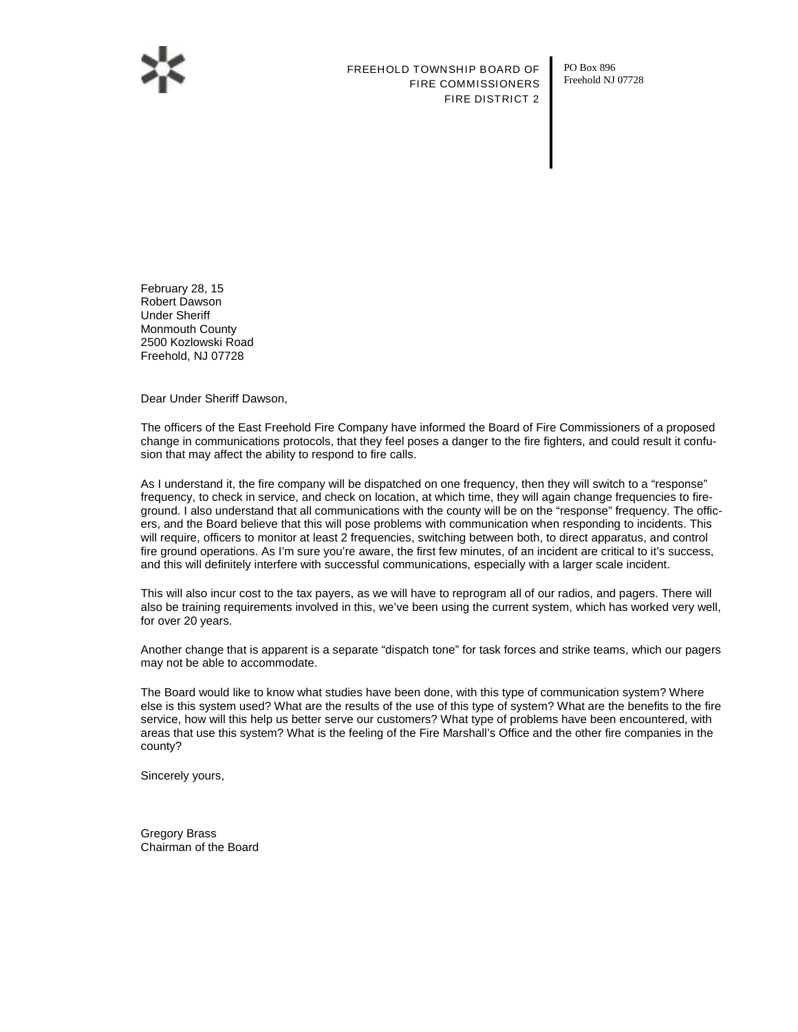FREEHOLD TOWNSHIP BOARD OF FIRE COMMISSIONERS FIRE DISTRICT 2

PO Box 896
Freehold NJ 07728

February 28, 15
Robert Dawson
Under Sheriff
Monmouth County
2500 Kozlowski Road
Freehold, NJ 07728

Dear Under Sheriff Dawson,

The officers of the East Freehold Fire Company have informed the Board of Fire Commissioners of a proposed change in communications protocols, that they feel poses a danger to the fire fighters, and could result it confusion that may affect the ability to respond to fire calls.

As I understand it, the fire company will be dispatched on one frequency, then they will switch to a "response" frequency, to check in service, and check on location, at which time, they will again change frequencies to fireground. I also understand that all communications with the county will be on the "response" frequency. The officers, and the Board believe that this will pose problems with communication when responding to incidents. This will require, officers to monitor at least 2 frequencies, switching between both, to direct apparatus, and control fire ground operations. As I'm sure you're aware, the first few minutes, of an incident are critical to it's success, and this will definitely interfere with successful communications, especially with a larger scale incident.

This will also incur cost to the tax payers, as we will have to reprogram all of our radios, and pagers. There will also be training requirements involved in this, we've been using the current system, which has worked very well, for over 20 years.

Another change that is apparent is a separate "dispatch tone" for task forces and strike teams, which our pagers may not be able to accommodate.

The Board would like to know what studies have been done, with this type of communication system? Where else is this system used? What are the results of the use of this type of system? What are the benefits to the fire service, how will this help us better serve our customers? What type of problems have been encountered, with areas that use this system? What is the feeling of the Fire Marshall's Office and the other fire companies in the county?

Sincerely yours,

Gregory Brass
Chairman of the Board